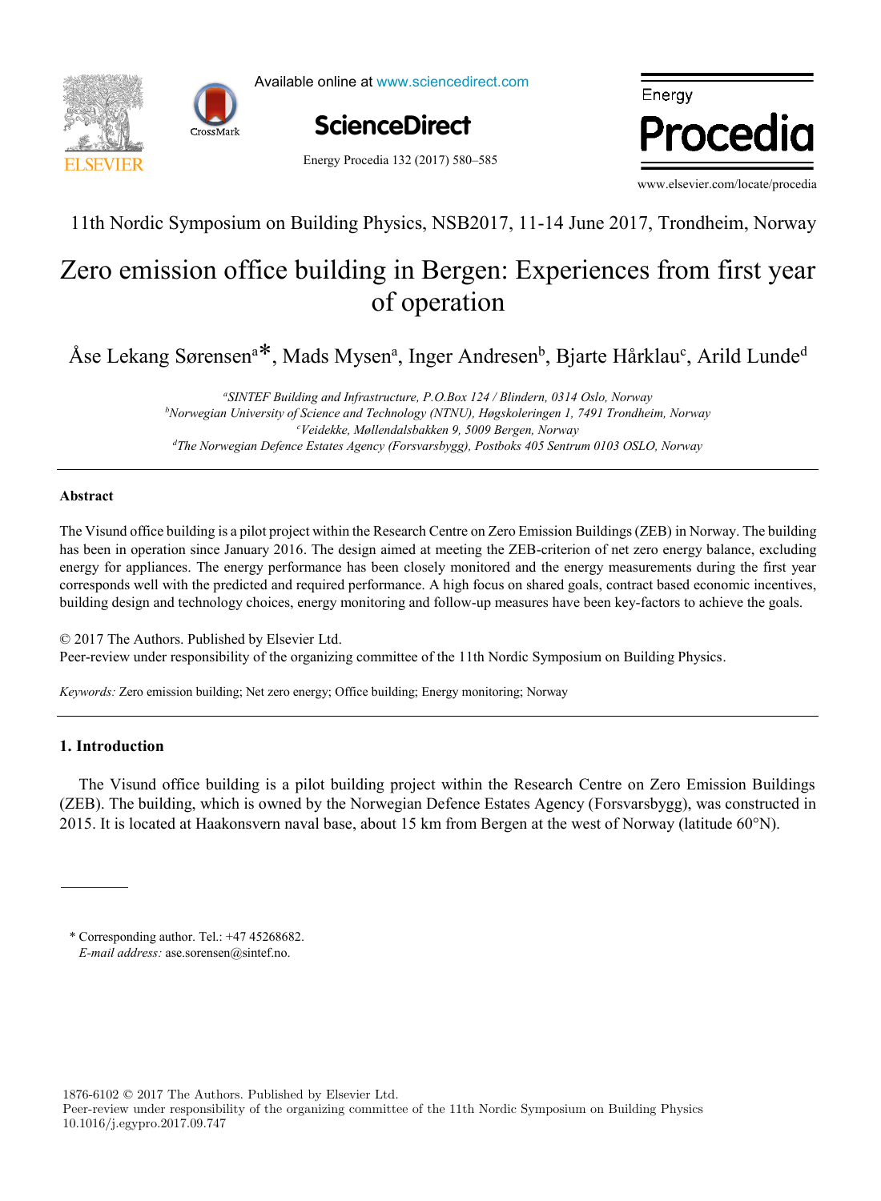11th Nordic Symposium on Building Physics, NSB2017, 11-14 June 2017, Trondheim, Norway

# Zero emission office building in Bergen: Experiences from first year of operation

Åse Lekang Sørensen[a]*, Mads Mysen[a], Inger Andresen[b], Bjarte Hårklau[c], Arild Lunde[d]

*[a]SINTEF Building and Infrastructure, P.O.Box 124 / Blindern, 0314 Oslo, Norway*
*[b]Norwegian University of Science and Technology (NTNU), Høgskoleringen 1, 7491 Trondheim, Norway*
*[c]Veidekke, Møllendalsbakken 9, 5009 Bergen, Norway*
*[d]The Norwegian Defence Estates Agency (Forsvarsbygg), Postboks 405 Sentrum 0103 OSLO, Norway*

**Abstract**

The Visund office building is a pilot project within the Research Centre on Zero Emission Buildings (ZEB) in Norway. The building has been in operation since January 2016. The design aimed at meeting the ZEB-criterion of net zero energy balance, excluding energy for appliances. The energy performance has been closely monitored and the energy measurements during the first year corresponds well with the predicted and required performance. A high focus on shared goals, contract based economic incentives, building design and technology choices, energy monitoring and follow-up measures have been key-factors to achieve the goals.

© 2017 The Authors. Published by Elsevier Ltd.
Peer-review under responsibility of the organizing committee of the 11th Nordic Symposium on Building Physics.

*Keywords:* Zero emission building; Net zero energy; Office building; Energy monitoring; Norway

## 1. Introduction

The Visund office building is a pilot building project within the Research Centre on Zero Emission Buildings (ZEB). The building, which is owned by the Norwegian Defence Estates Agency (Forsvarsbygg), was constructed in 2015. It is located at Haakonsvern naval base, about 15 km from Bergen at the west of Norway (latitude 60°N).

\* Corresponding author. Tel.: +47 45268682.
*E-mail address:* ase.sorensen@sintef.no.

1876-6102 © 2017 The Authors. Published by Elsevier Ltd.
Peer-review under responsibility of the organizing committee of the 11th Nordic Symposium on Building Physics
10.1016/j.egypro.2017.09.747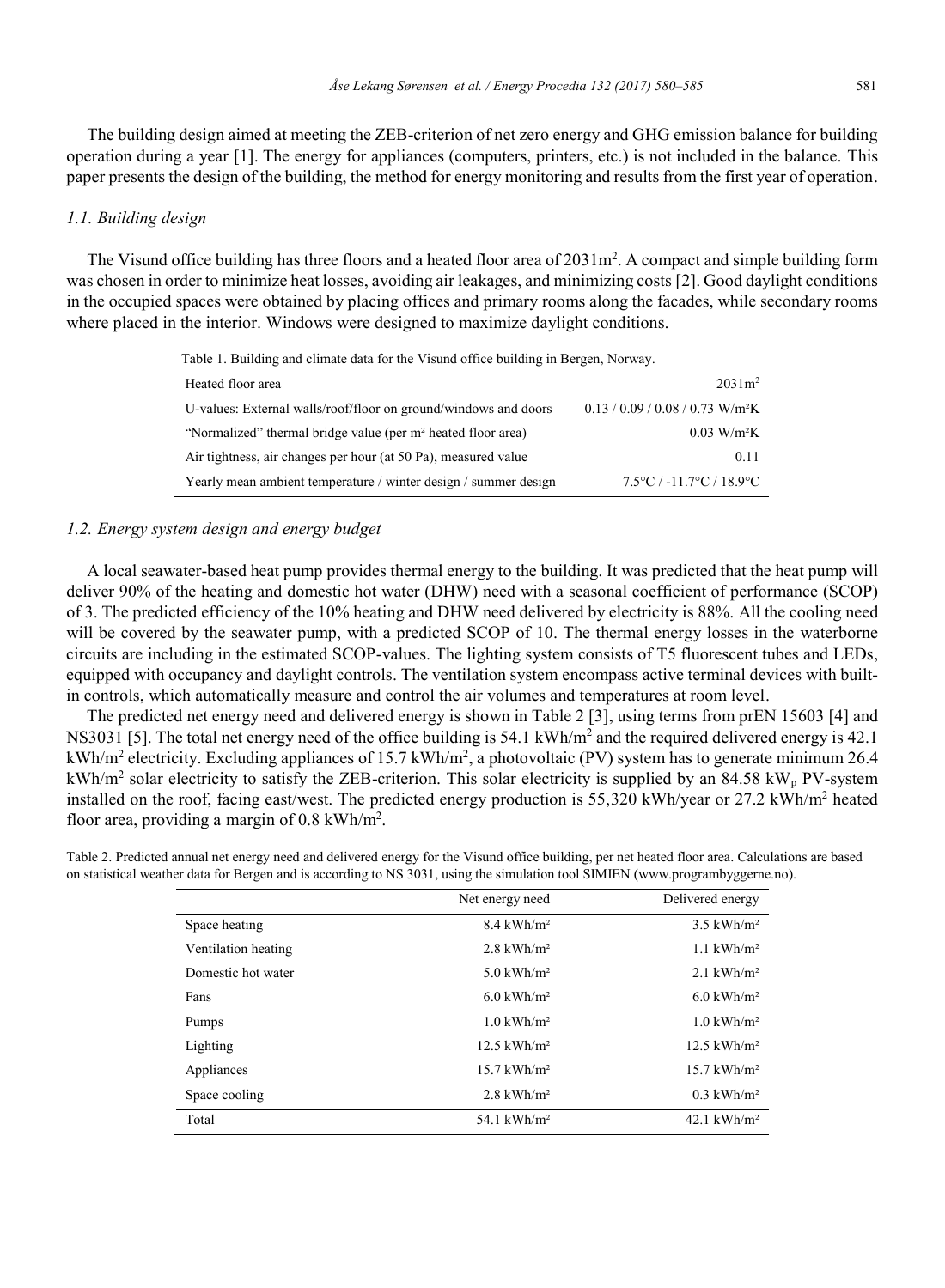The building design aimed at meeting the ZEB-criterion of net zero energy and GHG emission balance for building operation during a year [1]. The energy for appliances (computers, printers, etc.) is not included in the balance. This paper presents the design of the building, the method for energy monitoring and results from the first year of operation.

### *1.1. Building design*

The Visund office building has three floors and a heated floor area of 2031m². A compact and simple building form was chosen in order to minimize heat losses, avoiding air leakages, and minimizing costs [2]. Good daylight conditions in the occupied spaces were obtained by placing offices and primary rooms along the facades, while secondary rooms where placed in the interior. Windows were designed to maximize daylight conditions.

Table 1. Building and climate data for the Visund office building in Bergen, Norway.

| | |
|---|---|
| Heated floor area | 2031m² |
| U-values: External walls/roof/floor on ground/windows and doors | 0.13 / 0.09 / 0.08 / 0.73 W/m²K |
| "Normalized" thermal bridge value (per m² heated floor area) | 0.03 W/m²K |
| Air tightness, air changes per hour (at 50 Pa), measured value | 0.11 |
| Yearly mean ambient temperature / winter design / summer design | 7.5°C / -11.7°C / 18.9°C |

### *1.2. Energy system design and energy budget*

A local seawater-based heat pump provides thermal energy to the building. It was predicted that the heat pump will deliver 90% of the heating and domestic hot water (DHW) need with a seasonal coefficient of performance (SCOP) of 3. The predicted efficiency of the 10% heating and DHW need delivered by electricity is 88%. All the cooling need will be covered by the seawater pump, with a predicted SCOP of 10. The thermal energy losses in the waterborne circuits are including in the estimated SCOP-values. The lighting system consists of T5 fluorescent tubes and LEDs, equipped with occupancy and daylight controls. The ventilation system encompass active terminal devices with built-in controls, which automatically measure and control the air volumes and temperatures at room level.

The predicted net energy need and delivered energy is shown in Table 2 [3], using terms from prEN 15603 [4] and NS3031 [5]. The total net energy need of the office building is 54.1 kWh/m² and the required delivered energy is 42.1 kWh/m² electricity. Excluding appliances of 15.7 kWh/m², a photovoltaic (PV) system has to generate minimum 26.4 kWh/m² solar electricity to satisfy the ZEB-criterion. This solar electricity is supplied by an 84.58 $kW_p$ PV-system installed on the roof, facing east/west. The predicted energy production is 55,320 kWh/year or 27.2 kWh/m² heated floor area, providing a margin of 0.8 kWh/m².

Table 2. Predicted annual net energy need and delivered energy for the Visund office building, per net heated floor area. Calculations are based on statistical weather data for Bergen and is according to NS 3031, using the simulation tool SIMIEN (www.programbyggerne.no).

| | Net energy need | Delivered energy |
|---|---|---|
| Space heating | 8.4 kWh/m² | 3.5 kWh/m² |
| Ventilation heating | 2.8 kWh/m² | 1.1 kWh/m² |
| Domestic hot water | 5.0 kWh/m² | 2.1 kWh/m² |
| Fans | 6.0 kWh/m² | 6.0 kWh/m² |
| Pumps | 1.0 kWh/m² | 1.0 kWh/m² |
| Lighting | 12.5 kWh/m² | 12.5 kWh/m² |
| Appliances | 15.7 kWh/m² | 15.7 kWh/m² |
| Space cooling | 2.8 kWh/m² | 0.3 kWh/m² |
| Total | 54.1 kWh/m² | 42.1 kWh/m² |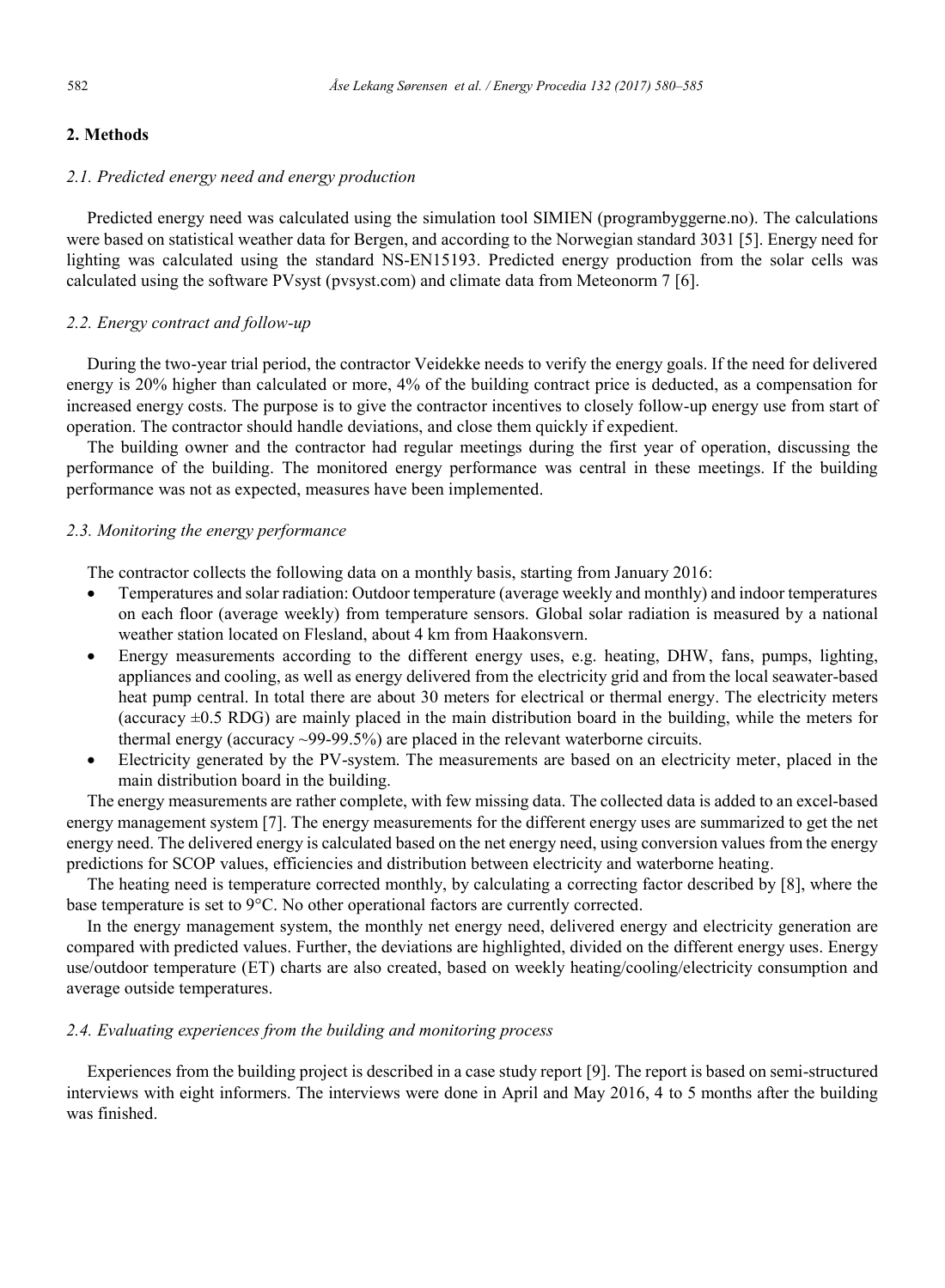## 2. Methods

### *2.1. Predicted energy need and energy production*

Predicted energy need was calculated using the simulation tool SIMIEN (programbyggerne.no). The calculations were based on statistical weather data for Bergen, and according to the Norwegian standard 3031 [5]. Energy need for lighting was calculated using the standard NS-EN15193. Predicted energy production from the solar cells was calculated using the software PVsyst (pvsyst.com) and climate data from Meteonorm 7 [6].

### *2.2. Energy contract and follow-up*

During the two-year trial period, the contractor Veidekke needs to verify the energy goals. If the need for delivered energy is 20% higher than calculated or more, 4% of the building contract price is deducted, as a compensation for increased energy costs. The purpose is to give the contractor incentives to closely follow-up energy use from start of operation. The contractor should handle deviations, and close them quickly if expedient.

The building owner and the contractor had regular meetings during the first year of operation, discussing the performance of the building. The monitored energy performance was central in these meetings. If the building performance was not as expected, measures have been implemented.

### *2.3. Monitoring the energy performance*

The contractor collects the following data on a monthly basis, starting from January 2016:

- Temperatures and solar radiation: Outdoor temperature (average weekly and monthly) and indoor temperatures on each floor (average weekly) from temperature sensors. Global solar radiation is measured by a national weather station located on Flesland, about 4 km from Haakonsvern.
- Energy measurements according to the different energy uses, e.g. heating, DHW, fans, pumps, lighting, appliances and cooling, as well as energy delivered from the electricity grid and from the local seawater-based heat pump central. In total there are about 30 meters for electrical or thermal energy. The electricity meters (accuracy ±0.5 RDG) are mainly placed in the main distribution board in the building, while the meters for thermal energy (accuracy ~99-99.5%) are placed in the relevant waterborne circuits.
- Electricity generated by the PV-system. The measurements are based on an electricity meter, placed in the main distribution board in the building.

The energy measurements are rather complete, with few missing data. The collected data is added to an excel-based energy management system [7]. The energy measurements for the different energy uses are summarized to get the net energy need. The delivered energy is calculated based on the net energy need, using conversion values from the energy predictions for SCOP values, efficiencies and distribution between electricity and waterborne heating.

The heating need is temperature corrected monthly, by calculating a correcting factor described by [8], where the base temperature is set to 9°C. No other operational factors are currently corrected.

In the energy management system, the monthly net energy need, delivered energy and electricity generation are compared with predicted values. Further, the deviations are highlighted, divided on the different energy uses. Energy use/outdoor temperature (ET) charts are also created, based on weekly heating/cooling/electricity consumption and average outside temperatures.

### *2.4. Evaluating experiences from the building and monitoring process*

Experiences from the building project is described in a case study report [9]. The report is based on semi-structured interviews with eight informers. The interviews were done in April and May 2016, 4 to 5 months after the building was finished.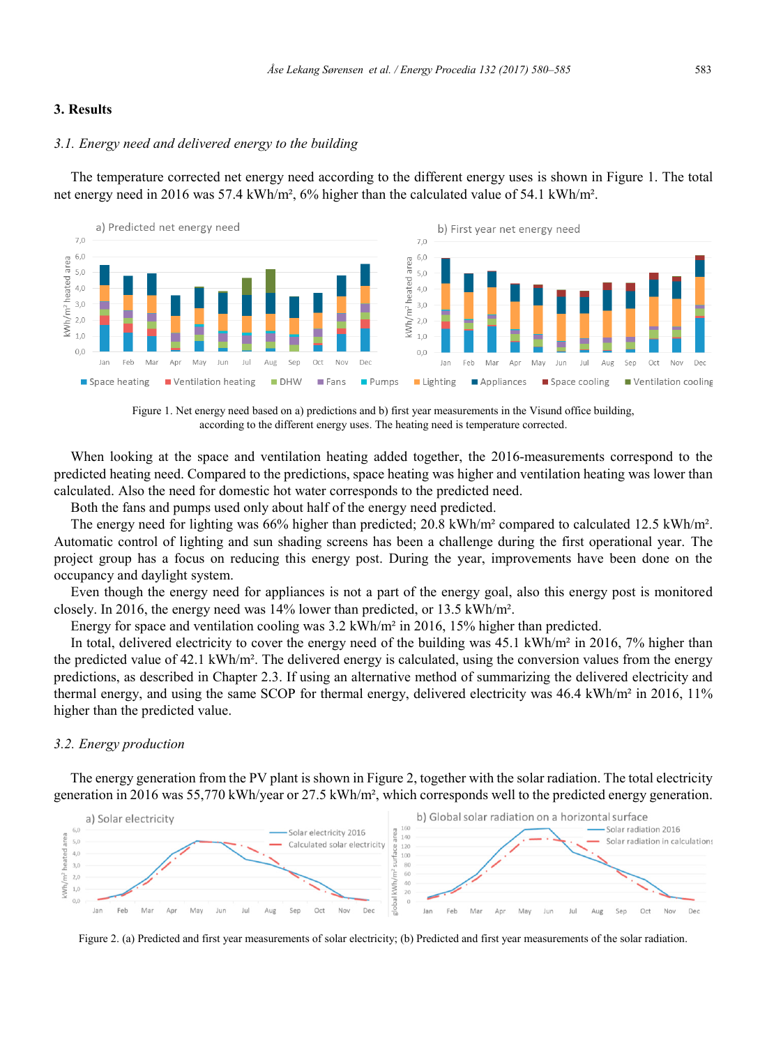## 3. Results

### 3.1. Energy need and delivered energy to the building

The temperature corrected net energy need according to the different energy uses is shown in Figure 1. The total net energy need in 2016 was 57.4 kWh/m², 6% higher than the calculated value of 54.1 kWh/m².

Figure 1. Net energy need based on a) predictions and b) first year measurements in the Visund office building, according to the different energy uses. The heating need is temperature corrected.

When looking at the space and ventilation heating added together, the 2016-measurements correspond to the predicted heating need. Compared to the predictions, space heating was higher and ventilation heating was lower than calculated. Also the need for domestic hot water corresponds to the predicted need.

Both the fans and pumps used only about half of the energy need predicted.

The energy need for lighting was 66% higher than predicted; 20.8 kWh/m² compared to calculated 12.5 kWh/m². Automatic control of lighting and sun shading screens has been a challenge during the first operational year. The project group has a focus on reducing this energy post. During the year, improvements have been done on the occupancy and daylight system.

Even though the energy need for appliances is not a part of the energy goal, also this energy post is monitored closely. In 2016, the energy need was 14% lower than predicted, or 13.5 kWh/m².

Energy for space and ventilation cooling was 3.2 kWh/m² in 2016, 15% higher than predicted.

In total, delivered electricity to cover the energy need of the building was 45.1 kWh/m² in 2016, 7% higher than the predicted value of 42.1 kWh/m². The delivered energy is calculated, using the conversion values from the energy predictions, as described in Chapter 2.3. If using an alternative method of summarizing the delivered electricity and thermal energy, and using the same SCOP for thermal energy, delivered electricity was 46.4 kWh/m² in 2016, 11% higher than the predicted value.

### 3.2. Energy production

The energy generation from the PV plant is shown in Figure 2, together with the solar radiation. The total electricity generation in 2016 was 55,770 kWh/year or 27.5 kWh/m², which corresponds well to the predicted energy generation.

Figure 2. (a) Predicted and first year measurements of solar electricity; (b) Predicted and first year measurements of the solar radiation.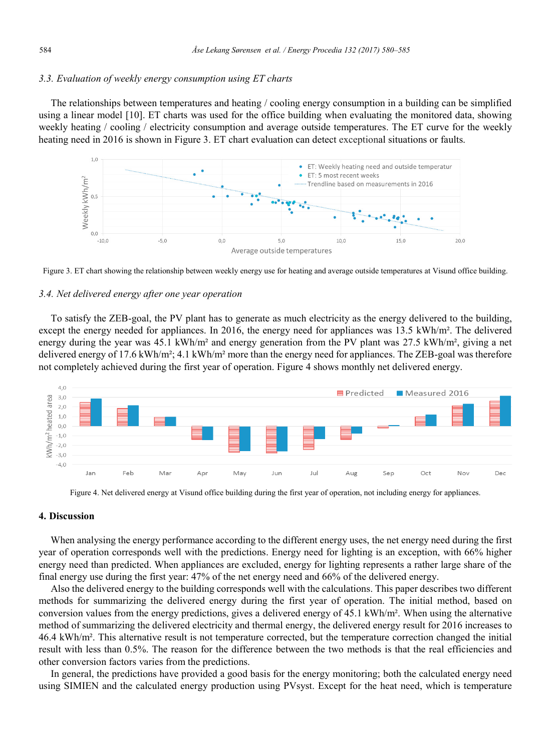### 3.3. Evaluation of weekly energy consumption using ET charts

The relationships between temperatures and heating / cooling energy consumption in a building can be simplified using a linear model [10]. ET charts was used for the office building when evaluating the monitored data, showing weekly heating / cooling / electricity consumption and average outside temperatures. The ET curve for the weekly heating need in 2016 is shown in Figure 3. ET chart evaluation can detect exceptional situations or faults.

Figure 3. ET chart showing the relationship between weekly energy use for heating and average outside temperatures at Visund office building.

### 3.4. Net delivered energy after one year operation

To satisfy the ZEB-goal, the PV plant has to generate as much electricity as the energy delivered to the building, except the energy needed for appliances. In 2016, the energy need for appliances was 13.5 kWh/m². The delivered energy during the year was 45.1 kWh/m² and energy generation from the PV plant was 27.5 kWh/m², giving a net delivered energy of 17.6 kWh/m²; 4.1 kWh/m² more than the energy need for appliances. The ZEB-goal was therefore not completely achieved during the first year of operation. Figure 4 shows monthly net delivered energy.

Figure 4. Net delivered energy at Visund office building during the first year of operation, not including energy for appliances.

## 4. Discussion

When analysing the energy performance according to the different energy uses, the net energy need during the first year of operation corresponds well with the predictions. Energy need for lighting is an exception, with 66% higher energy need than predicted. When appliances are excluded, energy for lighting represents a rather large share of the final energy use during the first year: 47% of the net energy need and 66% of the delivered energy.

Also the delivered energy to the building corresponds well with the calculations. This paper describes two different methods for summarizing the delivered energy during the first year of operation. The initial method, based on conversion values from the energy predictions, gives a delivered energy of 45.1 kWh/m². When using the alternative method of summarizing the delivered electricity and thermal energy, the delivered energy result for 2016 increases to 46.4 kWh/m². This alternative result is not temperature corrected, but the temperature correction changed the initial result with less than 0.5%. The reason for the difference between the two methods is that the real efficiencies and other conversion factors varies from the predictions.

In general, the predictions have provided a good basis for the energy monitoring; both the calculated energy need using SIMIEN and the calculated energy production using PVsyst. Except for the heat need, which is temperature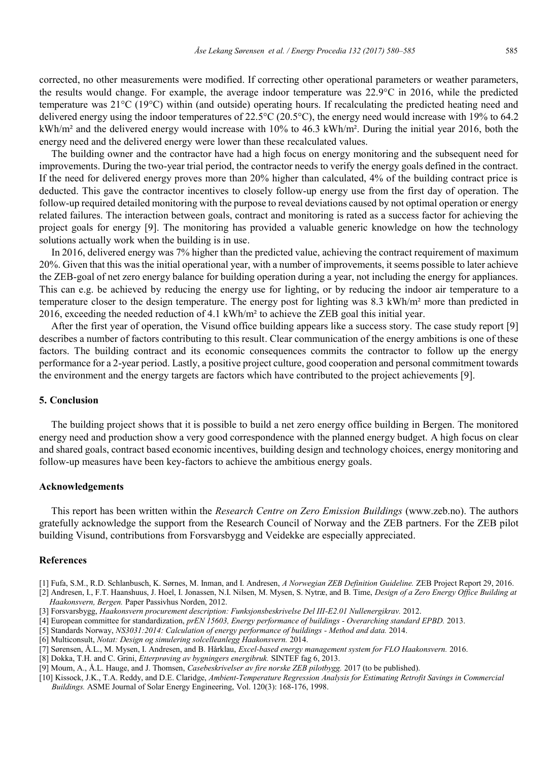corrected, no other measurements were modified. If correcting other operational parameters or weather parameters, the results would change. For example, the average indoor temperature was 22.9°C in 2016, while the predicted temperature was 21°C (19°C) within (and outside) operating hours. If recalculating the predicted heating need and delivered energy using the indoor temperatures of 22.5°C (20.5°C), the energy need would increase with 19% to 64.2 kWh/m² and the delivered energy would increase with 10% to 46.3 kWh/m². During the initial year 2016, both the energy need and the delivered energy were lower than these recalculated values.

The building owner and the contractor have had a high focus on energy monitoring and the subsequent need for improvements. During the two-year trial period, the contractor needs to verify the energy goals defined in the contract. If the need for delivered energy proves more than 20% higher than calculated, 4% of the building contract price is deducted. This gave the contractor incentives to closely follow-up energy use from the first day of operation. The follow-up required detailed monitoring with the purpose to reveal deviations caused by not optimal operation or energy related failures. The interaction between goals, contract and monitoring is rated as a success factor for achieving the project goals for energy [9]. The monitoring has provided a valuable generic knowledge on how the technology solutions actually work when the building is in use.

In 2016, delivered energy was 7% higher than the predicted value, achieving the contract requirement of maximum 20%. Given that this was the initial operational year, with a number of improvements, it seems possible to later achieve the ZEB-goal of net zero energy balance for building operation during a year, not including the energy for appliances. This can e.g. be achieved by reducing the energy use for lighting, or by reducing the indoor air temperature to a temperature closer to the design temperature. The energy post for lighting was 8.3 kWh/m² more than predicted in 2016, exceeding the needed reduction of 4.1 kWh/m² to achieve the ZEB goal this initial year.

After the first year of operation, the Visund office building appears like a success story. The case study report [9] describes a number of factors contributing to this result. Clear communication of the energy ambitions is one of these factors. The building contract and its economic consequences commits the contractor to follow up the energy performance for a 2-year period. Lastly, a positive project culture, good cooperation and personal commitment towards the environment and the energy targets are factors which have contributed to the project achievements [9].

## 5. Conclusion

The building project shows that it is possible to build a net zero energy office building in Bergen. The monitored energy need and production show a very good correspondence with the planned energy budget. A high focus on clear and shared goals, contract based economic incentives, building design and technology choices, energy monitoring and follow-up measures have been key-factors to achieve the ambitious energy goals.

## Acknowledgements

This report has been written within the *Research Centre on Zero Emission Buildings* (www.zeb.no). The authors gratefully acknowledge the support from the Research Council of Norway and the ZEB partners. For the ZEB pilot building Visund, contributions from Forsvarsbygg and Veidekke are especially appreciated.

## References

[1] Fufa, S.M., R.D. Schlanbusch, K. Sørnes, M. Inman, and I. Andresen, *A Norwegian ZEB Definition Guideline.* ZEB Project Report 29, 2016.

[2] Andresen, I., F.T. Haanshuus, J. Hoel, I. Jonassen, N.I. Nilsen, M. Mysen, S. Nytræ, and B. Time, *Design of a Zero Energy Office Building at Haakonsvern, Bergen.* Paper Passivhus Norden, 2012.

[3] Forsvarsbygg, *Haakonsvern procurement description: Funksjonsbeskrivelse Del III-E2.01 Nullenergikrav.* 2012.

[4] European committee for standardization, *prEN 15603, Energy performance of buildings - Overarching standard EPBD.* 2013.

[5] Standards Norway, *NS3031:2014: Calculation of energy performance of buildings - Method and data.* 2014.

[6] Multiconsult, *Notat: Design og simulering solcelleanlegg Haakonsvern.* 2014.

[7] Sørensen, Å.L., M. Mysen, I. Andresen, and B. Hårklau, *Excel-based energy management system for FLO Haakonsvern.* 2016.

[8] Dokka, T.H. and C. Grini, *Etterprøving av bygningers energibruk.* SINTEF fag 6, 2013.

[9] Moum, A., Å.L. Hauge, and J. Thomsen, *Casebeskrivelser av fire norske ZEB pilotbygg.* 2017 (to be published).

[10] Kissock, J.K., T.A. Reddy, and D.E. Claridge, *Ambient-Temperature Regression Analysis for Estimating Retrofit Savings in Commercial Buildings.* ASME Journal of Solar Energy Engineering, Vol. 120(3): 168-176, 1998.